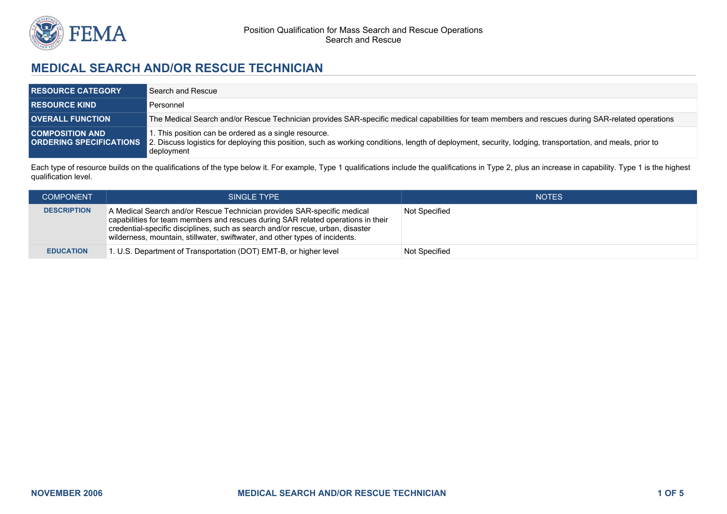# MEDICAL SEARCH AND/OR RESCUE TECHNICIAN

| | |
|---|---|
| **RESOURCE CATEGORY** | Search and Rescue |
| **RESOURCE KIND** | Personnel |
| **OVERALL FUNCTION** | The Medical Search and/or Rescue Technician provides SAR-specific medical capabilities for team members and rescues during SAR-related operations |
| **COMPOSITION AND ORDERING SPECIFICATIONS** | 1. This position can be ordered as a single resource.<br>2. Discuss logistics for deploying this position, such as working conditions, length of deployment, security, lodging, transportation, and meals, prior to deployment |

Each type of resource builds on the qualifications of the type below it. For example, Type 1 qualifications include the qualifications in Type 2, plus an increase in capability. Type 1 is the highest qualification level.

| COMPONENT | SINGLE TYPE | NOTES |
|---|---|---|
| **DESCRIPTION** | A Medical Search and/or Rescue Technician provides SAR-specific medical capabilities for team members and rescues during SAR related operations in their credential-specific disciplines, such as search and/or rescue, urban, disaster wilderness, mountain, stillwater, swiftwater, and other types of incidents. | Not Specified |
| **EDUCATION** | 1. U.S. Department of Transportation (DOT) EMT-B, or higher level | Not Specified |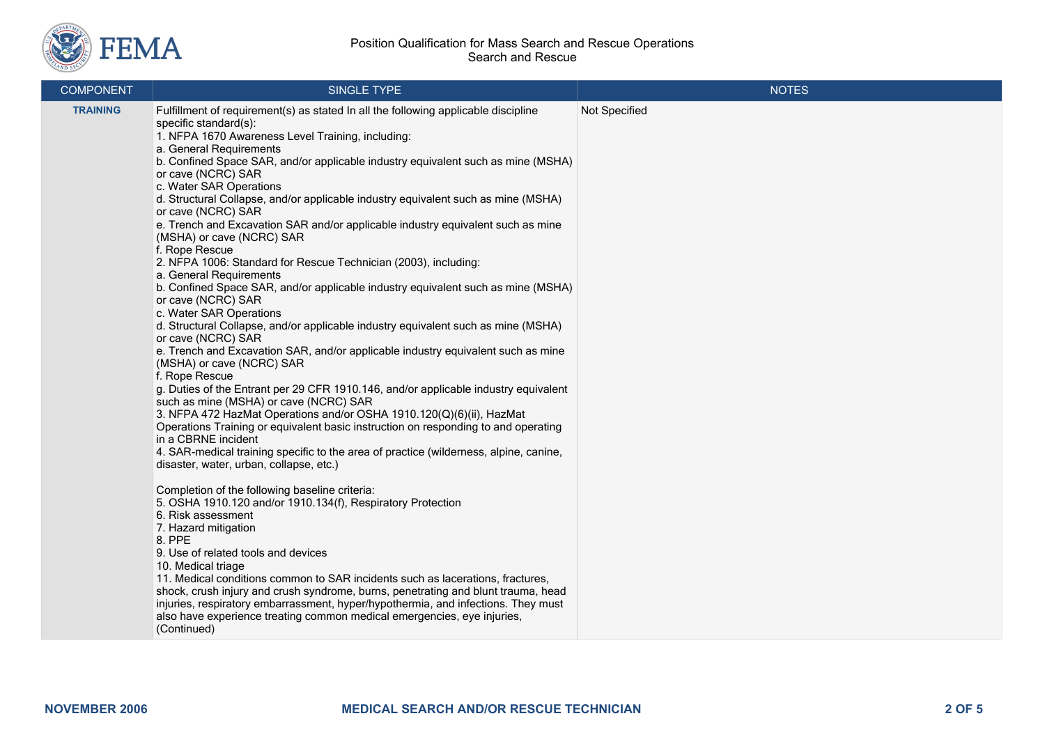| COMPONENT | SINGLE TYPE | NOTES |
|---|---|---|
| **TRAINING** | Fulfillment of requirement(s) as stated In all the following applicable discipline specific standard(s):<br>1. NFPA 1670 Awareness Level Training, including:<br>a. General Requirements<br>b. Confined Space SAR, and/or applicable industry equivalent such as mine (MSHA) or cave (NCRC) SAR<br>c. Water SAR Operations<br>d. Structural Collapse, and/or applicable industry equivalent such as mine (MSHA) or cave (NCRC) SAR<br>e. Trench and Excavation SAR and/or applicable industry equivalent such as mine (MSHA) or cave (NCRC) SAR<br>f. Rope Rescue<br>2. NFPA 1006: Standard for Rescue Technician (2003), including:<br>a. General Requirements<br>b. Confined Space SAR, and/or applicable industry equivalent such as mine (MSHA) or cave (NCRC) SAR<br>c. Water SAR Operations<br>d. Structural Collapse, and/or applicable industry equivalent such as mine (MSHA) or cave (NCRC) SAR<br>e. Trench and Excavation SAR, and/or applicable industry equivalent such as mine (MSHA) or cave (NCRC) SAR<br>f. Rope Rescue<br>g. Duties of the Entrant per 29 CFR 1910.146, and/or applicable industry equivalent such as mine (MSHA) or cave (NCRC) SAR<br>3. NFPA 472 HazMat Operations and/or OSHA 1910.120(Q)(6)(ii), HazMat Operations Training or equivalent basic instruction on responding to and operating in a CBRNE incident<br>4. SAR-medical training specific to the area of practice (wilderness, alpine, canine, disaster, water, urban, collapse, etc.)<br><br>Completion of the following baseline criteria:<br>5. OSHA 1910.120 and/or 1910.134(f), Respiratory Protection<br>6. Risk assessment<br>7. Hazard mitigation<br>8. PPE<br>9. Use of related tools and devices<br>10. Medical triage<br>11. Medical conditions common to SAR incidents such as lacerations, fractures, shock, crush injury and crush syndrome, burns, penetrating and blunt trauma, head injuries, respiratory embarrassment, hyper/hypothermia, and infections. They must also have experience treating common medical emergencies, eye injuries, (Continued) | Not Specified |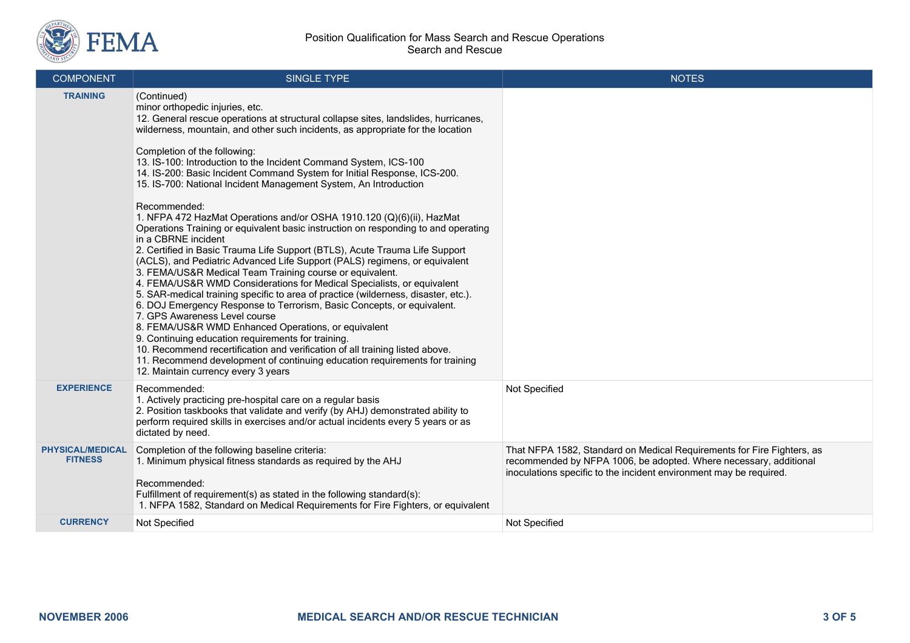| COMPONENT | SINGLE TYPE | NOTES |
|---|---|---|
| **TRAINING** | (Continued)<br>minor orthopedic injuries, etc.<br>12. General rescue operations at structural collapse sites, landslides, hurricanes, wilderness, mountain, and other such incidents, as appropriate for the location<br><br>Completion of the following:<br>13. IS-100: Introduction to the Incident Command System, ICS-100<br>14. IS-200: Basic Incident Command System for Initial Response, ICS-200.<br>15. IS-700: National Incident Management System, An Introduction<br><br>Recommended:<br>1. NFPA 472 HazMat Operations and/or OSHA 1910.120 (Q)(6)(ii), HazMat Operations Training or equivalent basic instruction on responding to and operating in a CBRNE incident<br>2. Certified in Basic Trauma Life Support (BTLS), Acute Trauma Life Support (ACLS), and Pediatric Advanced Life Support (PALS) regimens, or equivalent<br>3. FEMA/US&R Medical Team Training course or equivalent.<br>4. FEMA/US&R WMD Considerations for Medical Specialists, or equivalent<br>5. SAR-medical training specific to area of practice (wilderness, disaster, etc.).<br>6. DOJ Emergency Response to Terrorism, Basic Concepts, or equivalent.<br>7. GPS Awareness Level course<br>8. FEMA/US&R WMD Enhanced Operations, or equivalent<br>9. Continuing education requirements for training.<br>10. Recommend recertification and verification of all training listed above.<br>11. Recommend development of continuing education requirements for training<br>12. Maintain currency every 3 years | |
| **EXPERIENCE** | Recommended:<br>1. Actively practicing pre-hospital care on a regular basis<br>2. Position taskbooks that validate and verify (by AHJ) demonstrated ability to perform required skills in exercises and/or actual incidents every 5 years or as dictated by need. | Not Specified |
| **PHYSICAL/MEDICAL FITNESS** | Completion of the following baseline criteria:<br>1. Minimum physical fitness standards as required by the AHJ<br><br>Recommended:<br>Fulfillment of requirement(s) as stated in the following standard(s):<br>1. NFPA 1582, Standard on Medical Requirements for Fire Fighters, or equivalent | That NFPA 1582, Standard on Medical Requirements for Fire Fighters, as recommended by NFPA 1006, be adopted. Where necessary, additional inoculations specific to the incident environment may be required. |
| **CURRENCY** | Not Specified | Not Specified |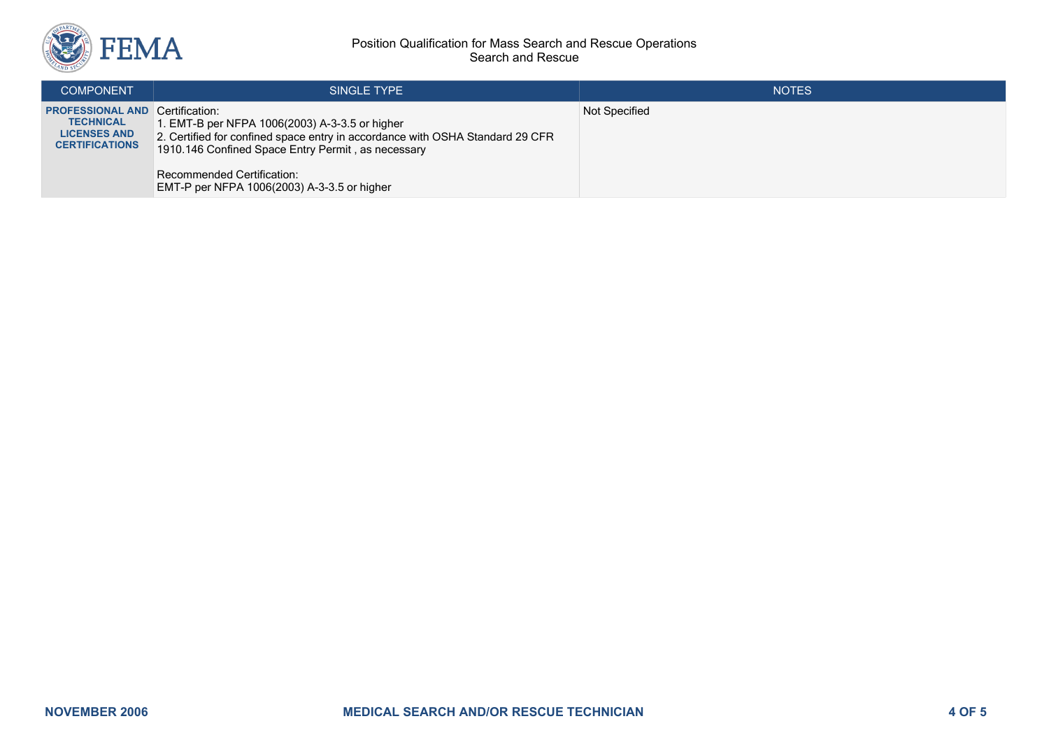| COMPONENT | SINGLE TYPE | NOTES |
| --- | --- | --- |
| **PROFESSIONAL AND TECHNICAL LICENSES AND CERTIFICATIONS** | Certification:<br>1. EMT-B per NFPA 1006(2003) A-3-3.5 or higher<br>2. Certified for confined space entry in accordance with OSHA Standard 29 CFR 1910.146 Confined Space Entry Permit , as necessary<br><br>Recommended Certification:<br>EMT-P per NFPA 1006(2003) A-3-3.5 or higher | Not Specified |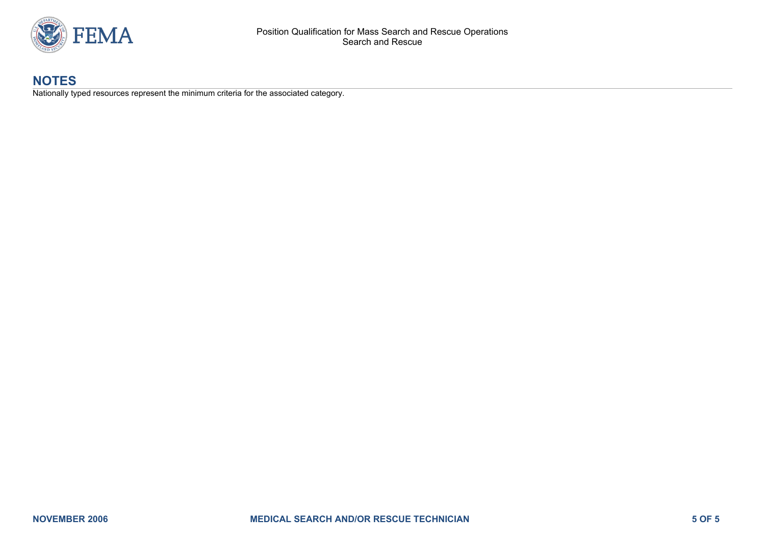## NOTES

Nationally typed resources represent the minimum criteria for the associated category.